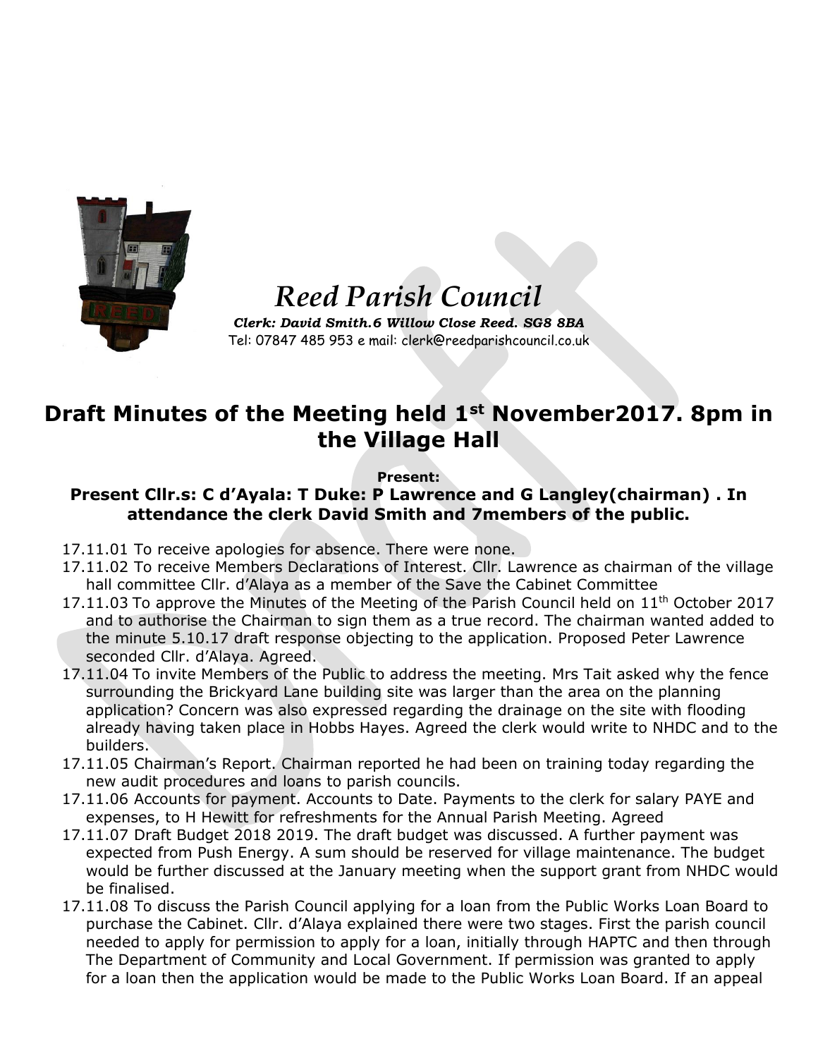# Reed Parish Council

***Clerk: David Smith.6 Willow Close Reed. SG8 8BA***

Tel: 07847 485 953 e mail: clerk@reedparishcouncil.co.uk

# Draft Minutes of the Meeting held 1st November2017. 8pm in the Village Hall

**Present:**

**Present Cllr.s: C d'Ayala: T Duke: P Lawrence and G Langley(chairman) . In attendance the clerk David Smith and 7members of the public.**

- 17.11.01 To receive apologies for absence. There were none.
- 17.11.02 To receive Members Declarations of Interest. Cllr. Lawrence as chairman of the village hall committee Cllr. d'Alaya as a member of the Save the Cabinet Committee
- 17.11.03 To approve the Minutes of the Meeting of the Parish Council held on 11th October 2017 and to authorise the Chairman to sign them as a true record. The chairman wanted added to the minute 5.10.17 draft response objecting to the application. Proposed Peter Lawrence seconded Cllr. d'Alaya. Agreed.
- 17.11.04 To invite Members of the Public to address the meeting. Mrs Tait asked why the fence surrounding the Brickyard Lane building site was larger than the area on the planning application? Concern was also expressed regarding the drainage on the site with flooding already having taken place in Hobbs Hayes. Agreed the clerk would write to NHDC and to the builders.
- 17.11.05 Chairman's Report. Chairman reported he had been on training today regarding the new audit procedures and loans to parish councils.
- 17.11.06 Accounts for payment. Accounts to Date. Payments to the clerk for salary PAYE and expenses, to H Hewitt for refreshments for the Annual Parish Meeting. Agreed
- 17.11.07 Draft Budget 2018 2019. The draft budget was discussed. A further payment was expected from Push Energy. A sum should be reserved for village maintenance. The budget would be further discussed at the January meeting when the support grant from NHDC would be finalised.
- 17.11.08 To discuss the Parish Council applying for a loan from the Public Works Loan Board to purchase the Cabinet. Cllr. d'Alaya explained there were two stages. First the parish council needed to apply for permission to apply for a loan, initially through HAPTC and then through The Department of Community and Local Government. If permission was granted to apply for a loan then the application would be made to the Public Works Loan Board. If an appeal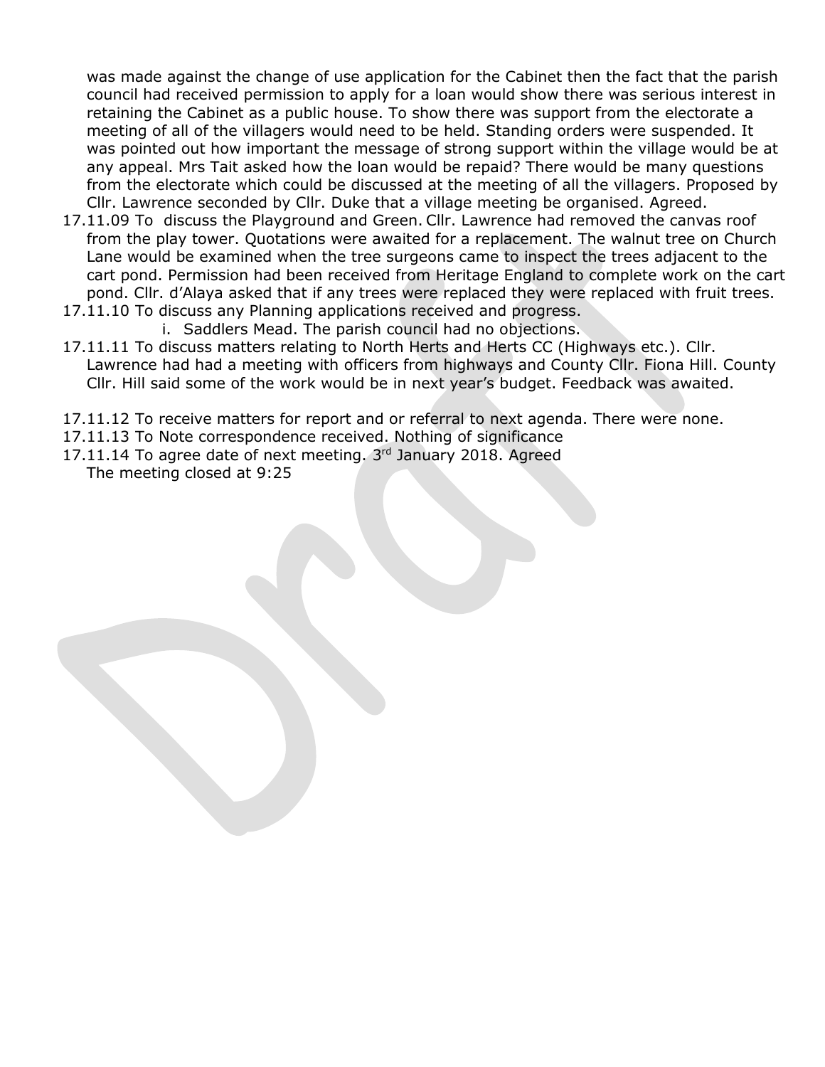was made against the change of use application for the Cabinet then the fact that the parish council had received permission to apply for a loan would show there was serious interest in retaining the Cabinet as a public house. To show there was support from the electorate a meeting of all of the villagers would need to be held. Standing orders were suspended. It was pointed out how important the message of strong support within the village would be at any appeal. Mrs Tait asked how the loan would be repaid? There would be many questions from the electorate which could be discussed at the meeting of all the villagers. Proposed by Cllr. Lawrence seconded by Cllr. Duke that a village meeting be organised. Agreed.

17.11.09 To discuss the Playground and Green. Cllr. Lawrence had removed the canvas roof from the play tower. Quotations were awaited for a replacement. The walnut tree on Church Lane would be examined when the tree surgeons came to inspect the trees adjacent to the cart pond. Permission had been received from Heritage England to complete work on the cart pond. Cllr. d'Alaya asked that if any trees were replaced they were replaced with fruit trees.

17.11.10 To discuss any Planning applications received and progress.

i. Saddlers Mead. The parish council had no objections.

17.11.11 To discuss matters relating to North Herts and Herts CC (Highways etc.). Cllr. Lawrence had had a meeting with officers from highways and County Cllr. Fiona Hill. County Cllr. Hill said some of the work would be in next year's budget. Feedback was awaited.

17.11.12 To receive matters for report and or referral to next agenda. There were none.

17.11.13 To Note correspondence received. Nothing of significance

17.11.14 To agree date of next meeting. 3rd January 2018. Agreed

The meeting closed at 9:25